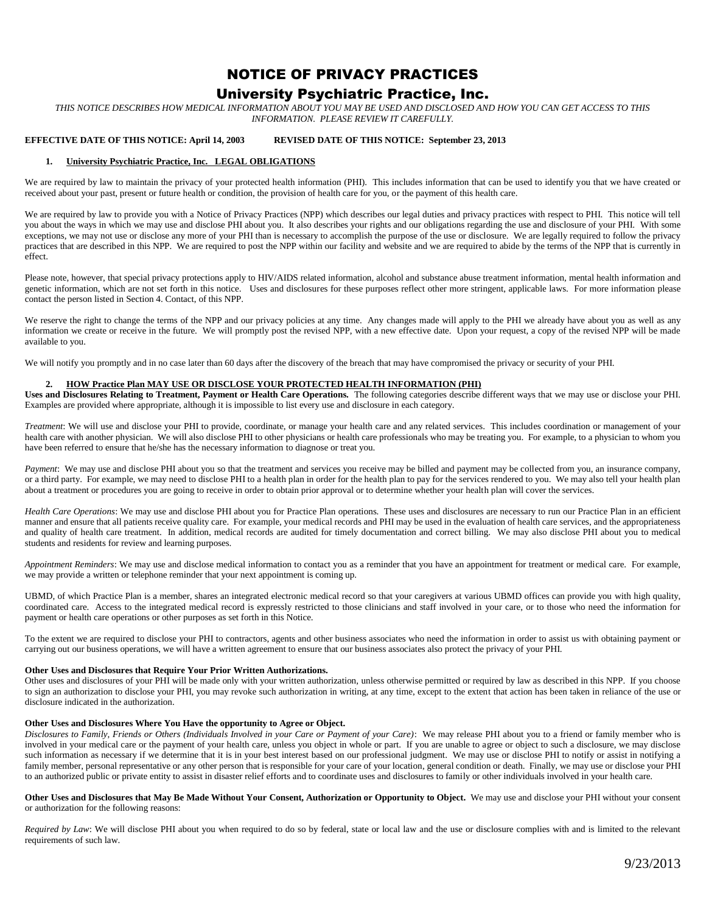# NOTICE OF PRIVACY PRACTICES

## University Psychiatric Practice, Inc.

*THIS NOTICE DESCRIBES HOW MEDICAL INFORMATION ABOUT YOU MAY BE USED AND DISCLOSED AND HOW YOU CAN GET ACCESS TO THIS INFORMATION. PLEASE REVIEW IT CAREFULLY.*

**EFFECTIVE DATE OF THIS NOTICE: April 14, 2003 REVISED DATE OF THIS NOTICE: September 23, 2013**

### 1. University Psychiatric Practice, Inc. LEGAL OBLIGATIONS

We are required by law to maintain the privacy of your protected health information (PHI). This includes information that can be used to identify you that we have created or received about your past, present or future health or condition, the provision of health care for you, or the payment of this health care.

We are required by law to provide you with a Notice of Privacy Practices (NPP) which describes our legal duties and privacy practices with respect to PHI. This notice will tell you about the ways in which we may use and disclose PHI about you. It also describes your rights and our obligations regarding the use and disclosure of your PHI. With some exceptions, we may not use or disclose any more of your PHI than is necessary to accomplish the purpose of the use or disclosure. We are legally required to follow the privacy practices that are described in this NPP. We are required to post the NPP within our facility and website and we are required to abide by the terms of the NPP that is currently in effect.

Please note, however, that special privacy protections apply to HIV/AIDS related information, alcohol and substance abuse treatment information, mental health information and genetic information, which are not set forth in this notice. Uses and disclosures for these purposes reflect other more stringent, applicable laws. For more information please contact the person listed in Section 4. Contact, of this NPP.

We reserve the right to change the terms of the NPP and our privacy policies at any time. Any changes made will apply to the PHI we already have about you as well as any information we create or receive in the future. We will promptly post the revised NPP, with a new effective date. Upon your request, a copy of the revised NPP will be made available to you.

We will notify you promptly and in no case later than 60 days after the discovery of the breach that may have compromised the privacy or security of your PHI.

### 2. HOW Practice Plan MAY USE OR DISCLOSE YOUR PROTECTED HEALTH INFORMATION (PHI)

**Uses and Disclosures Relating to Treatment, Payment or Health Care Operations.** The following categories describe different ways that we may use or disclose your PHI. Examples are provided where appropriate, although it is impossible to list every use and disclosure in each category.

*Treatment*: We will use and disclose your PHI to provide, coordinate, or manage your health care and any related services. This includes coordination or management of your health care with another physician. We will also disclose PHI to other physicians or health care professionals who may be treating you. For example, to a physician to whom you have been referred to ensure that he/she has the necessary information to diagnose or treat you.

*Payment*: We may use and disclose PHI about you so that the treatment and services you receive may be billed and payment may be collected from you, an insurance company, or a third party. For example, we may need to disclose PHI to a health plan in order for the health plan to pay for the services rendered to you. We may also tell your health plan about a treatment or procedures you are going to receive in order to obtain prior approval or to determine whether your health plan will cover the services.

*Health Care Operations*: We may use and disclose PHI about you for Practice Plan operations. These uses and disclosures are necessary to run our Practice Plan in an efficient manner and ensure that all patients receive quality care. For example, your medical records and PHI may be used in the evaluation of health care services, and the appropriateness and quality of health care treatment. In addition, medical records are audited for timely documentation and correct billing. We may also disclose PHI about you to medical students and residents for review and learning purposes.

*Appointment Reminders*: We may use and disclose medical information to contact you as a reminder that you have an appointment for treatment or medical care. For example, we may provide a written or telephone reminder that your next appointment is coming up.

UBMD, of which Practice Plan is a member, shares an integrated electronic medical record so that your caregivers at various UBMD offices can provide you with high quality, coordinated care. Access to the integrated medical record is expressly restricted to those clinicians and staff involved in your care, or to those who need the information for payment or health care operations or other purposes as set forth in this Notice.

To the extent we are required to disclose your PHI to contractors, agents and other business associates who need the information in order to assist us with obtaining payment or carrying out our business operations, we will have a written agreement to ensure that our business associates also protect the privacy of your PHI.

**Other Uses and Disclosures that Require Your Prior Written Authorizations.**
Other uses and disclosures of your PHI will be made only with your written authorization, unless otherwise permitted or required by law as described in this NPP. If you choose to sign an authorization to disclose your PHI, you may revoke such authorization in writing, at any time, except to the extent that action has been taken in reliance of the use or disclosure indicated in the authorization.

**Other Uses and Disclosures Where You Have the opportunity to Agree or Object.**
*Disclosures to Family, Friends or Others (Individuals Involved in your Care or Payment of your Care)*: We may release PHI about you to a friend or family member who is involved in your medical care or the payment of your health care, unless you object in whole or part. If you are unable to agree or object to such a disclosure, we may disclose such information as necessary if we determine that it is in your best interest based on our professional judgment. We may use or disclose PHI to notify or assist in notifying a family member, personal representative or any other person that is responsible for your care of your location, general condition or death. Finally, we may use or disclose your PHI to an authorized public or private entity to assist in disaster relief efforts and to coordinate uses and disclosures to family or other individuals involved in your health care.

**Other Uses and Disclosures that May Be Made Without Your Consent, Authorization or Opportunity to Object.** We may use and disclose your PHI without your consent or authorization for the following reasons:

*Required by Law*: We will disclose PHI about you when required to do so by federal, state or local law and the use or disclosure complies with and is limited to the relevant requirements of such law.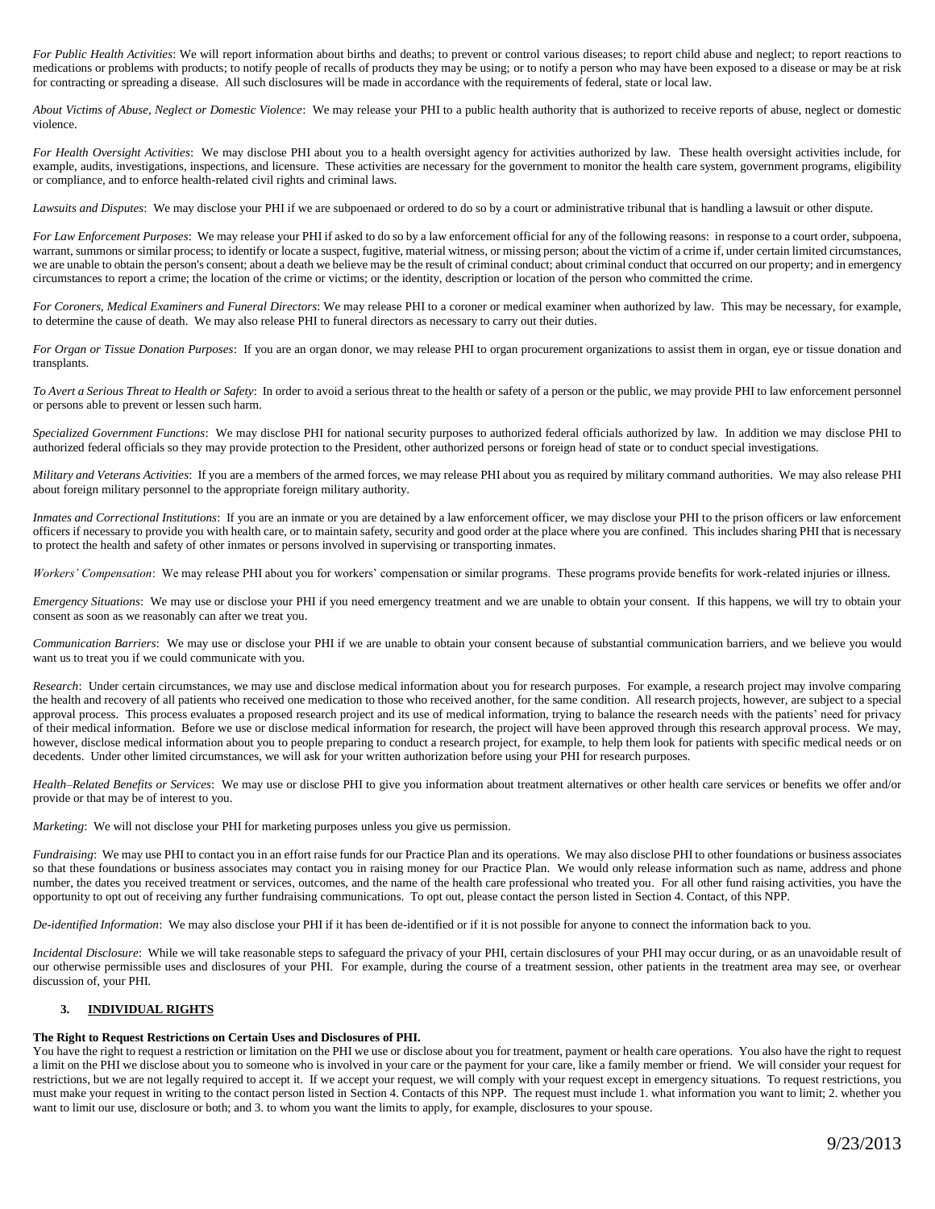*For Public Health Activities*: We will report information about births and deaths; to prevent or control various diseases; to report child abuse and neglect; to report reactions to medications or problems with products; to notify people of recalls of products they may be using; or to notify a person who may have been exposed to a disease or may be at risk for contracting or spreading a disease. All such disclosures will be made in accordance with the requirements of federal, state or local law.

*About Victims of Abuse, Neglect or Domestic Violence*: We may release your PHI to a public health authority that is authorized to receive reports of abuse, neglect or domestic violence.

*For Health Oversight Activities*: We may disclose PHI about you to a health oversight agency for activities authorized by law. These health oversight activities include, for example, audits, investigations, inspections, and licensure. These activities are necessary for the government to monitor the health care system, government programs, eligibility or compliance, and to enforce health-related civil rights and criminal laws.

*Lawsuits and Disputes*: We may disclose your PHI if we are subpoenaed or ordered to do so by a court or administrative tribunal that is handling a lawsuit or other dispute.

*For Law Enforcement Purposes*: We may release your PHI if asked to do so by a law enforcement official for any of the following reasons: in response to a court order, subpoena, warrant, summons or similar process; to identify or locate a suspect, fugitive, material witness, or missing person; about the victim of a crime if, under certain limited circumstances, we are unable to obtain the person's consent; about a death we believe may be the result of criminal conduct; about criminal conduct that occurred on our property; and in emergency circumstances to report a crime; the location of the crime or victims; or the identity, description or location of the person who committed the crime.

*For Coroners, Medical Examiners and Funeral Directors*: We may release PHI to a coroner or medical examiner when authorized by law. This may be necessary, for example, to determine the cause of death. We may also release PHI to funeral directors as necessary to carry out their duties.

*For Organ or Tissue Donation Purposes*: If you are an organ donor, we may release PHI to organ procurement organizations to assist them in organ, eye or tissue donation and transplants.

*To Avert a Serious Threat to Health or Safety*: In order to avoid a serious threat to the health or safety of a person or the public, we may provide PHI to law enforcement personnel or persons able to prevent or lessen such harm.

*Specialized Government Functions*: We may disclose PHI for national security purposes to authorized federal officials authorized by law. In addition we may disclose PHI to authorized federal officials so they may provide protection to the President, other authorized persons or foreign head of state or to conduct special investigations.

*Military and Veterans Activities*: If you are a members of the armed forces, we may release PHI about you as required by military command authorities. We may also release PHI about foreign military personnel to the appropriate foreign military authority.

*Inmates and Correctional Institutions*: If you are an inmate or you are detained by a law enforcement officer, we may disclose your PHI to the prison officers or law enforcement officers if necessary to provide you with health care, or to maintain safety, security and good order at the place where you are confined. This includes sharing PHI that is necessary to protect the health and safety of other inmates or persons involved in supervising or transporting inmates.

*Workers' Compensation*: We may release PHI about you for workers' compensation or similar programs. These programs provide benefits for work-related injuries or illness.

*Emergency Situations*: We may use or disclose your PHI if you need emergency treatment and we are unable to obtain your consent. If this happens, we will try to obtain your consent as soon as we reasonably can after we treat you.

*Communication Barriers*: We may use or disclose your PHI if we are unable to obtain your consent because of substantial communication barriers, and we believe you would want us to treat you if we could communicate with you.

*Research*: Under certain circumstances, we may use and disclose medical information about you for research purposes. For example, a research project may involve comparing the health and recovery of all patients who received one medication to those who received another, for the same condition. All research projects, however, are subject to a special approval process. This process evaluates a proposed research project and its use of medical information, trying to balance the research needs with the patients' need for privacy of their medical information. Before we use or disclose medical information for research, the project will have been approved through this research approval process. We may, however, disclose medical information about you to people preparing to conduct a research project, for example, to help them look for patients with specific medical needs or on decedents. Under other limited circumstances, we will ask for your written authorization before using your PHI for research purposes.

*Health–Related Benefits or Services*: We may use or disclose PHI to give you information about treatment alternatives or other health care services or benefits we offer and/or provide or that may be of interest to you.

*Marketing*: We will not disclose your PHI for marketing purposes unless you give us permission.

*Fundraising*: We may use PHI to contact you in an effort raise funds for our Practice Plan and its operations. We may also disclose PHI to other foundations or business associates so that these foundations or business associates may contact you in raising money for our Practice Plan. We would only release information such as name, address and phone number, the dates you received treatment or services, outcomes, and the name of the health care professional who treated you. For all other fund raising activities, you have the opportunity to opt out of receiving any further fundraising communications. To opt out, please contact the person listed in Section 4. Contact, of this NPP.

*De-identified Information*: We may also disclose your PHI if it has been de-identified or if it is not possible for anyone to connect the information back to you.

*Incidental Disclosure*: While we will take reasonable steps to safeguard the privacy of your PHI, certain disclosures of your PHI may occur during, or as an unavoidable result of our otherwise permissible uses and disclosures of your PHI. For example, during the course of a treatment session, other patients in the treatment area may see, or overhear discussion of, your PHI.

## 3. INDIVIDUAL RIGHTS

**The Right to Request Restrictions on Certain Uses and Disclosures of PHI.**

You have the right to request a restriction or limitation on the PHI we use or disclose about you for treatment, payment or health care operations. You also have the right to request a limit on the PHI we disclose about you to someone who is involved in your care or the payment for your care, like a family member or friend. We will consider your request for restrictions, but we are not legally required to accept it. If we accept your request, we will comply with your request except in emergency situations. To request restrictions, you must make your request in writing to the contact person listed in Section 4. Contacts of this NPP. The request must include 1. what information you want to limit; 2. whether you want to limit our use, disclosure or both; and 3. to whom you want the limits to apply, for example, disclosures to your spouse.

9/23/2013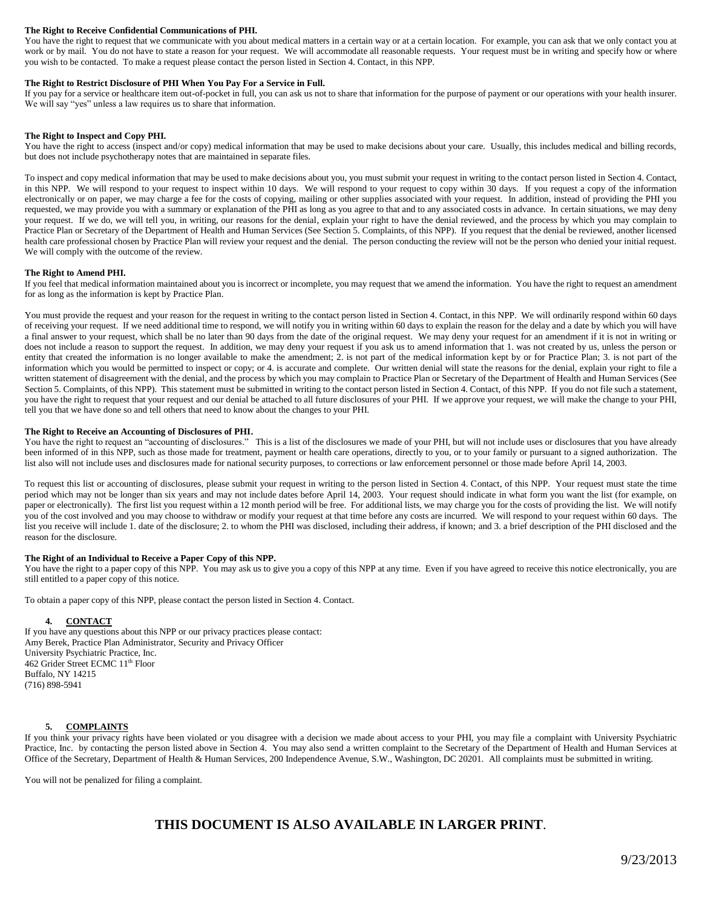**The Right to Receive Confidential Communications of PHI.**
You have the right to request that we communicate with you about medical matters in a certain way or at a certain location. For example, you can ask that we only contact you at work or by mail. You do not have to state a reason for your request. We will accommodate all reasonable requests. Your request must be in writing and specify how or where you wish to be contacted. To make a request please contact the person listed in Section 4. Contact, in this NPP.

**The Right to Restrict Disclosure of PHI When You Pay For a Service in Full.**
If you pay for a service or healthcare item out-of-pocket in full, you can ask us not to share that information for the purpose of payment or our operations with your health insurer. We will say "yes" unless a law requires us to share that information.

**The Right to Inspect and Copy PHI.**
You have the right to access (inspect and/or copy) medical information that may be used to make decisions about your care. Usually, this includes medical and billing records, but does not include psychotherapy notes that are maintained in separate files.

To inspect and copy medical information that may be used to make decisions about you, you must submit your request in writing to the contact person listed in Section 4. Contact, in this NPP. We will respond to your request to inspect within 10 days. We will respond to your request to copy within 30 days. If you request a copy of the information electronically or on paper, we may charge a fee for the costs of copying, mailing or other supplies associated with your request. In addition, instead of providing the PHI you requested, we may provide you with a summary or explanation of the PHI as long as you agree to that and to any associated costs in advance. In certain situations, we may deny your request. If we do, we will tell you, in writing, our reasons for the denial, explain your right to have the denial reviewed, and the process by which you may complain to Practice Plan or Secretary of the Department of Health and Human Services (See Section 5. Complaints, of this NPP). If you request that the denial be reviewed, another licensed health care professional chosen by Practice Plan will review your request and the denial. The person conducting the review will not be the person who denied your initial request. We will comply with the outcome of the review.

**The Right to Amend PHI.**
If you feel that medical information maintained about you is incorrect or incomplete, you may request that we amend the information. You have the right to request an amendment for as long as the information is kept by Practice Plan.

You must provide the request and your reason for the request in writing to the contact person listed in Section 4. Contact, in this NPP. We will ordinarily respond within 60 days of receiving your request. If we need additional time to respond, we will notify you in writing within 60 days to explain the reason for the delay and a date by which you will have a final answer to your request, which shall be no later than 90 days from the date of the original request. We may deny your request for an amendment if it is not in writing or does not include a reason to support the request. In addition, we may deny your request if you ask us to amend information that 1. was not created by us, unless the person or entity that created the information is no longer available to make the amendment; 2. is not part of the medical information kept by or for Practice Plan; 3. is not part of the information which you would be permitted to inspect or copy; or 4. is accurate and complete. Our written denial will state the reasons for the denial, explain your right to file a written statement of disagreement with the denial, and the process by which you may complain to Practice Plan or Secretary of the Department of Health and Human Services (See Section 5. Complaints, of this NPP). This statement must be submitted in writing to the contact person listed in Section 4. Contact, of this NPP. If you do not file such a statement, you have the right to request that your request and our denial be attached to all future disclosures of your PHI. If we approve your request, we will make the change to your PHI, tell you that we have done so and tell others that need to know about the changes to your PHI.

**The Right to Receive an Accounting of Disclosures of PHI.**
You have the right to request an "accounting of disclosures." This is a list of the disclosures we made of your PHI, but will not include uses or disclosures that you have already been informed of in this NPP, such as those made for treatment, payment or health care operations, directly to you, or to your family or pursuant to a signed authorization. The list also will not include uses and disclosures made for national security purposes, to corrections or law enforcement personnel or those made before April 14, 2003.

To request this list or accounting of disclosures, please submit your request in writing to the person listed in Section 4. Contact, of this NPP. Your request must state the time period which may not be longer than six years and may not include dates before April 14, 2003. Your request should indicate in what form you want the list (for example, on paper or electronically). The first list you request within a 12 month period will be free. For additional lists, we may charge you for the costs of providing the list. We will notify you of the cost involved and you may choose to withdraw or modify your request at that time before any costs are incurred. We will respond to your request within 60 days. The list you receive will include 1. date of the disclosure; 2. to whom the PHI was disclosed, including their address, if known; and 3. a brief description of the PHI disclosed and the reason for the disclosure.

**The Right of an Individual to Receive a Paper Copy of this NPP.**
You have the right to a paper copy of this NPP. You may ask us to give you a copy of this NPP at any time. Even if you have agreed to receive this notice electronically, you are still entitled to a paper copy of this notice.

To obtain a paper copy of this NPP, please contact the person listed in Section 4. Contact.

## 4. CONTACT

If you have any questions about this NPP or our privacy practices please contact:
Amy Berek, Practice Plan Administrator, Security and Privacy Officer
University Psychiatric Practice, Inc.
462 Grider Street ECMC 11th Floor
Buffalo, NY 14215
(716) 898-5941

## 5. COMPLAINTS

If you think your privacy rights have been violated or you disagree with a decision we made about access to your PHI, you may file a complaint with University Psychiatric Practice, Inc. by contacting the person listed above in Section 4. You may also send a written complaint to the Secretary of the Department of Health and Human Services at Office of the Secretary, Department of Health & Human Services, 200 Independence Avenue, S.W., Washington, DC 20201. All complaints must be submitted in writing.

You will not be penalized for filing a complaint.

# THIS DOCUMENT IS ALSO AVAILABLE IN LARGER PRINT.

9/23/2013